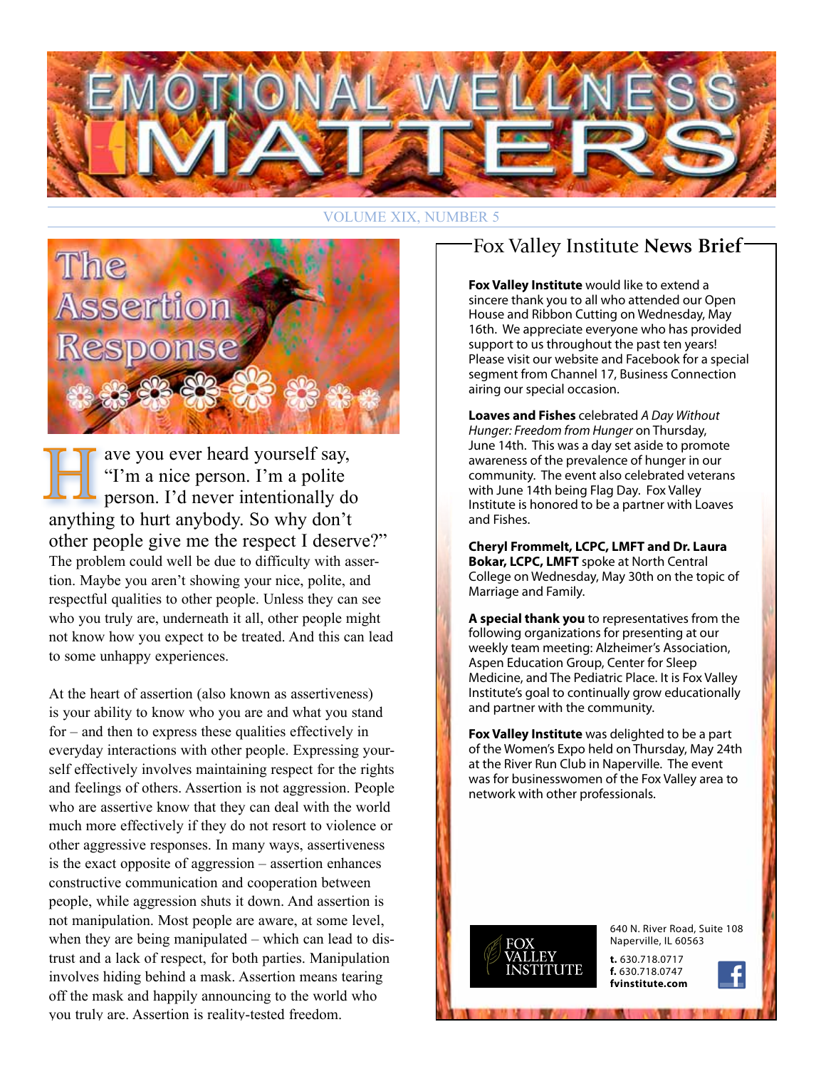# EMOTIONAL WELLNESS MATTERS

VOLUME XIX, NUMBER 5

## The Assertion Response

Have you ever heard yourself say, "I'm a nice person. I'm a polite person. I'd never intentionally do anything to hurt anybody. So why don't other people give me the respect I deserve?" The problem could well be due to difficulty with assertion. Maybe you aren't showing your nice, polite, and respectful qualities to other people. Unless they can see who you truly are, underneath it all, other people might not know how you expect to be treated. And this can lead to some unhappy experiences.

At the heart of assertion (also known as assertiveness) is your ability to know who you are and what you stand for – and then to express these qualities effectively in everyday interactions with other people. Expressing yourself effectively involves maintaining respect for the rights and feelings of others. Assertion is not aggression. People who are assertive know that they can deal with the world much more effectively if they do not resort to violence or other aggressive responses. In many ways, assertiveness is the exact opposite of aggression – assertion enhances constructive communication and cooperation between people, while aggression shuts it down. And assertion is not manipulation. Most people are aware, at some level, when they are being manipulated – which can lead to distrust and a lack of respect, for both parties. Manipulation involves hiding behind a mask. Assertion means tearing off the mask and happily announcing to the world who you truly are. Assertion is reality-tested freedom.

## Fox Valley Institute **News Brief**

**Fox Valley Institute** would like to extend a sincere thank you to all who attended our Open House and Ribbon Cutting on Wednesday, May 16th. We appreciate everyone who has provided support to us throughout the past ten years! Please visit our website and Facebook for a special segment from Channel 17, Business Connection airing our special occasion.

**Loaves and Fishes** celebrated *A Day Without Hunger: Freedom from Hunger* on Thursday, June 14th. This was a day set aside to promote awareness of the prevalence of hunger in our community. The event also celebrated veterans with June 14th being Flag Day. Fox Valley Institute is honored to be a partner with Loaves and Fishes.

**Cheryl Frommelt, LCPC, LMFT and Dr. Laura Bokar, LCPC, LMFT** spoke at North Central College on Wednesday, May 30th on the topic of Marriage and Family.

**A special thank you** to representatives from the following organizations for presenting at our weekly team meeting: Alzheimer's Association, Aspen Education Group, Center for Sleep Medicine, and The Pediatric Place. It is Fox Valley Institute's goal to continually grow educationally and partner with the community.

**Fox Valley Institute** was delighted to be a part of the Women's Expo held on Thursday, May 24th at the River Run Club in Naperville. The event was for businesswomen of the Fox Valley area to network with other professionals.

FOX VALLEY INSTITUTE

640 N. River Road, Suite 108
Naperville, IL 60563

**t.** 630.718.0717
**f.** 630.718.0747
**fvinstitute.com**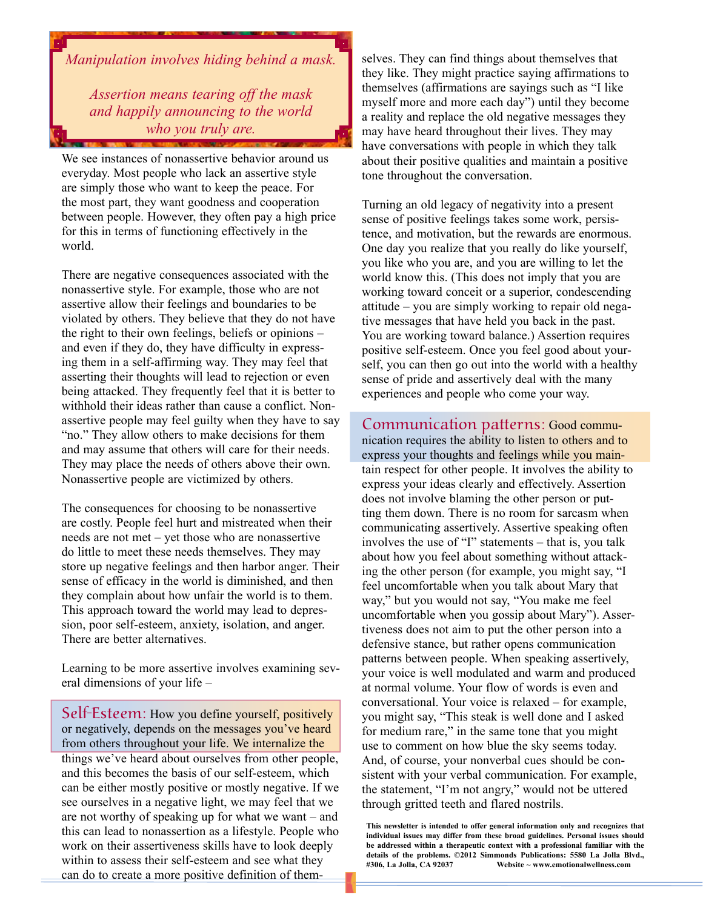*Manipulation involves hiding behind a mask.*

*Assertion means tearing off the mask and happily announcing to the world who you truly are.*

We see instances of nonassertive behavior around us everyday. Most people who lack an assertive style are simply those who want to keep the peace. For the most part, they want goodness and cooperation between people. However, they often pay a high price for this in terms of functioning effectively in the world.

There are negative consequences associated with the nonassertive style. For example, those who are not assertive allow their feelings and boundaries to be violated by others. They believe that they do not have the right to their own feelings, beliefs or opinions – and even if they do, they have difficulty in expressing them in a self-affirming way. They may feel that asserting their thoughts will lead to rejection or even being attacked. They frequently feel that it is better to withhold their ideas rather than cause a conflict. Nonassertive people may feel guilty when they have to say "no." They allow others to make decisions for them and may assume that others will care for their needs. They may place the needs of others above their own. Nonassertive people are victimized by others.

The consequences for choosing to be nonassertive are costly. People feel hurt and mistreated when their needs are not met – yet those who are nonassertive do little to meet these needs themselves. They may store up negative feelings and then harbor anger. Their sense of efficacy in the world is diminished, and then they complain about how unfair the world is to them. This approach toward the world may lead to depression, poor self-esteem, anxiety, isolation, and anger. There are better alternatives.

Learning to be more assertive involves examining several dimensions of your life –

**Self-Esteem:** How you define yourself, positively or negatively, depends on the messages you've heard from others throughout your life. We internalize the things we've heard about ourselves from other people, and this becomes the basis of our self-esteem, which can be either mostly positive or mostly negative. If we see ourselves in a negative light, we may feel that we are not worthy of speaking up for what we want – and this can lead to nonassertion as a lifestyle. People who work on their assertiveness skills have to look deeply within to assess their self-esteem and see what they can do to create a more positive definition of themselves. They can find things about themselves that they like. They might practice saying affirmations to themselves (affirmations are sayings such as "I like myself more and more each day") until they become a reality and replace the old negative messages they may have heard throughout their lives. They may have conversations with people in which they talk about their positive qualities and maintain a positive tone throughout the conversation.

Turning an old legacy of negativity into a present sense of positive feelings takes some work, persistence, and motivation, but the rewards are enormous. One day you realize that you really do like yourself, you like who you are, and you are willing to let the world know this. (This does not imply that you are working toward conceit or a superior, condescending attitude – you are simply working to repair old negative messages that have held you back in the past. You are working toward balance.) Assertion requires positive self-esteem. Once you feel good about yourself, you can then go out into the world with a healthy sense of pride and assertively deal with the many experiences and people who come your way.

**Communication patterns:** Good communication requires the ability to listen to others and to express your thoughts and feelings while you maintain respect for other people. It involves the ability to express your ideas clearly and effectively. Assertion does not involve blaming the other person or putting them down. There is no room for sarcasm when communicating assertively. Assertive speaking often involves the use of "I" statements – that is, you talk about how you feel about something without attacking the other person (for example, you might say, "I feel uncomfortable when you talk about Mary that way," but you would not say, "You make me feel uncomfortable when you gossip about Mary"). Assertiveness does not aim to put the other person into a defensive stance, but rather opens communication patterns between people. When speaking assertively, your voice is well modulated and warm and produced at normal volume. Your flow of words is even and conversational. Your voice is relaxed – for example, you might say, "This steak is well done and I asked for medium rare," in the same tone that you might use to comment on how blue the sky seems today. And, of course, your nonverbal cues should be consistent with your verbal communication. For example, the statement, "I'm not angry," would not be uttered through gritted teeth and flared nostrils.

**This newsletter is intended to offer general information only and recognizes that individual issues may differ from these broad guidelines. Personal issues should be addressed within a therapeutic context with a professional familiar with the details of the problems. ©2012 Simmonds Publications: 5580 La Jolla Blvd., #306, La Jolla, CA 92037 Website ~ www.emotionalwellness.com**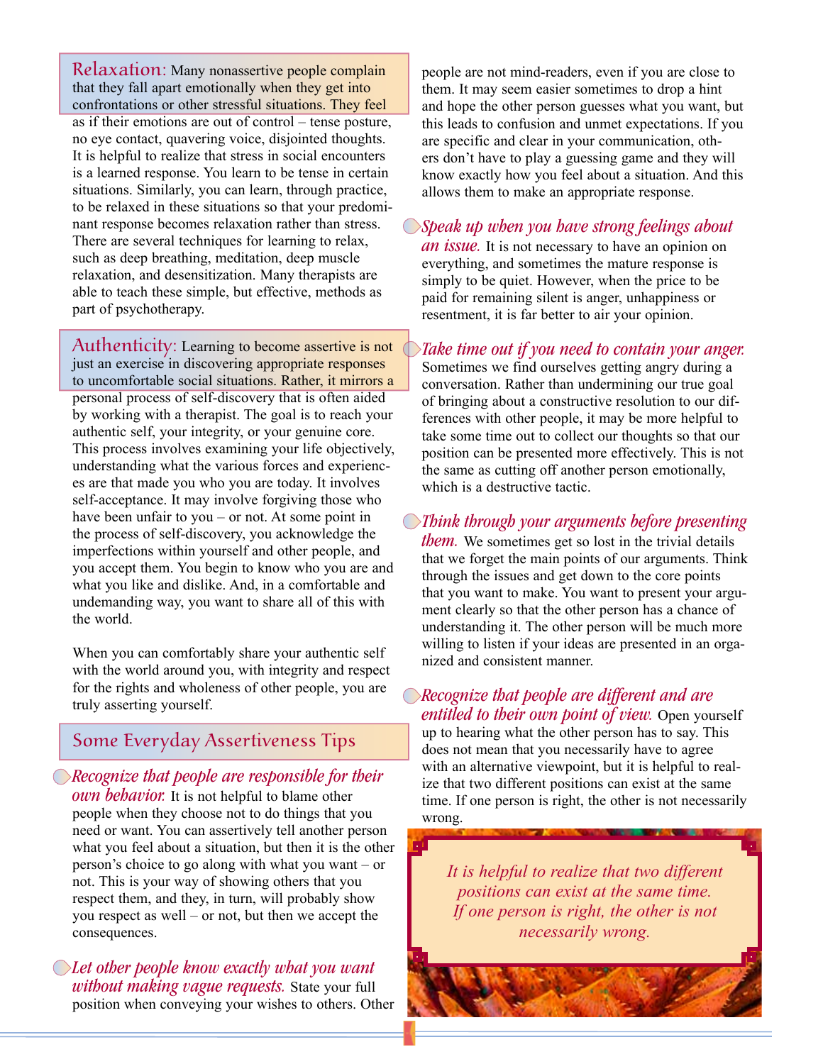**Relaxation:** Many nonassertive people complain that they fall apart emotionally when they get into confrontations or other stressful situations. They feel as if their emotions are out of control – tense posture, no eye contact, quavering voice, disjointed thoughts. It is helpful to realize that stress in social encounters is a learned response. You learn to be tense in certain situations. Similarly, you can learn, through practice, to be relaxed in these situations so that your predominant response becomes relaxation rather than stress. There are several techniques for learning to relax, such as deep breathing, meditation, deep muscle relaxation, and desensitization. Many therapists are able to teach these simple, but effective, methods as part of psychotherapy.

**Authenticity:** Learning to become assertive is not just an exercise in discovering appropriate responses to uncomfortable social situations. Rather, it mirrors a personal process of self-discovery that is often aided by working with a therapist. The goal is to reach your authentic self, your integrity, or your genuine core. This process involves examining your life objectively, understanding what the various forces and experiences are that made you who you are today. It involves self-acceptance. It may involve forgiving those who have been unfair to you – or not. At some point in the process of self-discovery, you acknowledge the imperfections within yourself and other people, and you accept them. You begin to know who you are and what you like and dislike. And, in a comfortable and undemanding way, you want to share all of this with the world.

When you can comfortably share your authentic self with the world around you, with integrity and respect for the rights and wholeness of other people, you are truly asserting yourself.

## Some Everyday Assertiveness Tips

- *Recognize that people are responsible for their own behavior.* It is not helpful to blame other people when they choose not to do things that you need or want. You can assertively tell another person what you feel about a situation, but then it is the other person's choice to go along with what you want – or not. This is your way of showing others that you respect them, and they, in turn, will probably show you respect as well – or not, but then we accept the consequences.

- *Let other people know exactly what you want without making vague requests.* State your full position when conveying your wishes to others. Other people are not mind-readers, even if you are close to them. It may seem easier sometimes to drop a hint and hope the other person guesses what you want, but this leads to confusion and unmet expectations. If you are specific and clear in your communication, others don't have to play a guessing game and they will know exactly how you feel about a situation. And this allows them to make an appropriate response.

- *Speak up when you have strong feelings about an issue.* It is not necessary to have an opinion on everything, and sometimes the mature response is simply to be quiet. However, when the price to be paid for remaining silent is anger, unhappiness or resentment, it is far better to air your opinion.

- *Take time out if you need to contain your anger.* Sometimes we find ourselves getting angry during a conversation. Rather than undermining our true goal of bringing about a constructive resolution to our differences with other people, it may be more helpful to take some time out to collect our thoughts so that our position can be presented more effectively. This is not the same as cutting off another person emotionally, which is a destructive tactic.

- *Think through your arguments before presenting them.* We sometimes get so lost in the trivial details that we forget the main points of our arguments. Think through the issues and get down to the core points that you want to make. You want to present your argument clearly so that the other person has a chance of understanding it. The other person will be much more willing to listen if your ideas are presented in an organized and consistent manner.

- *Recognize that people are different and are entitled to their own point of view.* Open yourself up to hearing what the other person has to say. This does not mean that you necessarily have to agree with an alternative viewpoint, but it is helpful to realize that two different positions can exist at the same time. If one person is right, the other is not necessarily wrong.

> *It is helpful to realize that two different positions can exist at the same time. If one person is right, the other is not necessarily wrong.*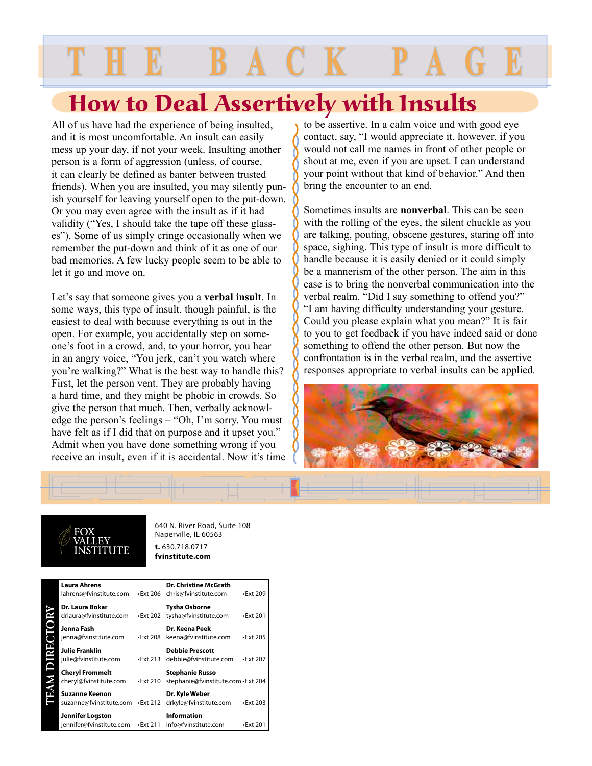# THE BACK PAGE

## How to Deal Assertively with Insults

All of us have had the experience of being insulted, and it is most uncomfortable. An insult can easily mess up your day, if not your week. Insulting another person is a form of aggression (unless, of course, it can clearly be defined as banter between trusted friends). When you are insulted, you may silently punish yourself for leaving yourself open to the put-down. Or you may even agree with the insult as if it had validity ("Yes, I should take the tape off these glasses"). Some of us simply cringe occasionally when we remember the put-down and think of it as one of our bad memories. A few lucky people seem to be able to let it go and move on.

Let's say that someone gives you a **verbal insult**. In some ways, this type of insult, though painful, is the easiest to deal with because everything is out in the open. For example, you accidentally step on someone's foot in a crowd, and, to your horror, you hear in an angry voice, "You jerk, can't you watch where you're walking?" What is the best way to handle this? First, let the person vent. They are probably having a hard time, and they might be phobic in crowds. So give the person that much. Then, verbally acknowledge the person's feelings – "Oh, I'm sorry. You must have felt as if I did that on purpose and it upset you." Admit when you have done something wrong if you receive an insult, even if it is accidental. Now it's time to be assertive. In a calm voice and with good eye contact, say, "I would appreciate it, however, if you would not call me names in front of other people or shout at me, even if you are upset. I can understand your point without that kind of behavior." And then bring the encounter to an end.

Sometimes insults are **nonverbal**. This can be seen with the rolling of the eyes, the silent chuckle as you are talking, pouting, obscene gestures, staring off into space, sighing. This type of insult is more difficult to handle because it is easily denied or it could simply be a mannerism of the other person. The aim in this case is to bring the nonverbal communication into the verbal realm. "Did I say something to offend you?" "I am having difficulty understanding your gesture. Could you please explain what you mean?" It is fair to you to get feedback if you have indeed said or done something to offend the other person. But now the confrontation is in the verbal realm, and the assertive responses appropriate to verbal insults can be applied.

FOX VALLEY INSTITUTE

640 N. River Road, Suite 108
Naperville, IL 60563

**t.** 630.718.0717
**fvinstitute.com**

### TEAM DIRECTORY

| | | | |
|---|---|---|---|
| **Laura Ahrens** lahrens@fvinstitute.com | •Ext 206 | **Dr. Christine McGrath** chris@fvinstitute.com | •Ext 209 |
| **Dr. Laura Bokar** drlaura@fvinstitute.com | •Ext 202 | **Tysha Osborne** tysha@fvinstitute.com | •Ext 201 |
| **Jenna Fash** jenna@fvinstitute.com | •Ext 208 | **Dr. Keena Peek** keena@fvinstitute.com | •Ext 205 |
| **Julie Franklin** julie@fvinstitute.com | •Ext 213 | **Debbie Prescott** debbie@fvinstitute.com | •Ext 207 |
| **Cheryl Frommelt** cheryl@fvinstitute.com | •Ext 210 | **Stephanie Russo** stephanie@fvinstitute.com | •Ext 204 |
| **Suzanne Keenon** suzanne@fvinstitute.com | •Ext 212 | **Dr. Kyle Weber** drkyle@fvinstitute.com | •Ext 203 |
| **Jennifer Logston** jennifer@fvinstitute.com | •Ext 211 | **Information** info@fvinstitute.com | •Ext 201 |